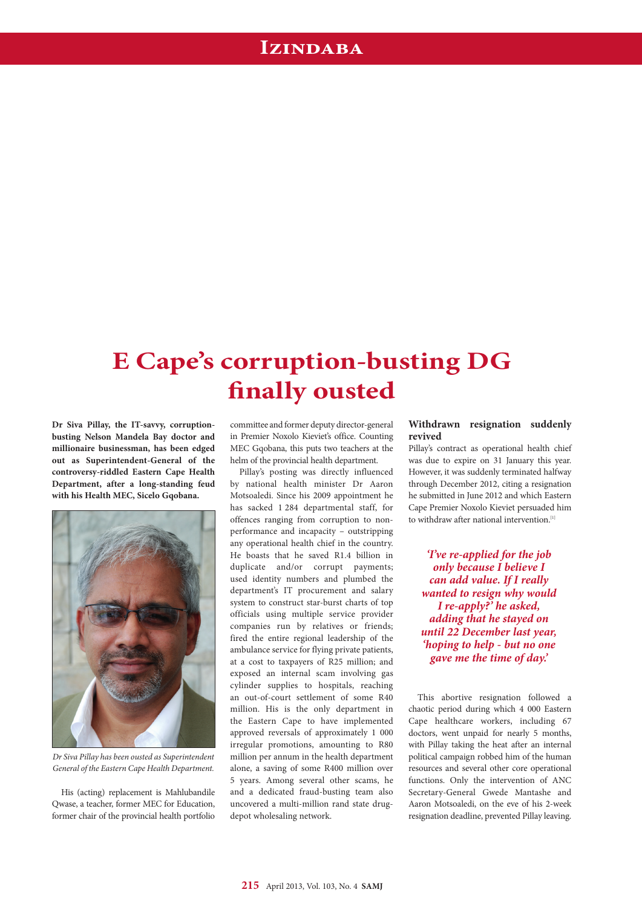# E Cape's corruption-busting DG finally ousted

**Dr Siva Pillay, the IT-savvy, corruption-busting Nelson Mandela Bay doctor and millionaire businessman, has been edged out as Superintendent-General of the controversy-riddled Eastern Cape Health Department, after a long-standing feud with his Health MEC, Sicelo Gqobana.**

*Dr Siva Pillay has been ousted as Superintendent General of the Eastern Cape Health Department.*

His (acting) replacement is Mahlubandile Qwase, a teacher, former MEC for Education, former chair of the provincial health portfolio committee and former deputy director-general in Premier Noxolo Kieviet's office. Counting MEC Gqobana, this puts two teachers at the helm of the provincial health department.

Pillay's posting was directly influenced by national health minister Dr Aaron Motsoaledi. Since his 2009 appointment he has sacked 1 284 departmental staff, for offences ranging from corruption to non-performance and incapacity – outstripping any operational health chief in the country. He boasts that he saved R1.4 billion in duplicate and/or corrupt payments; used identity numbers and plumbed the department's IT procurement and salary system to construct star-burst charts of top officials using multiple service provider companies run by relatives or friends; fired the entire regional leadership of the ambulance service for flying private patients, at a cost to taxpayers of R25 million; and exposed an internal scam involving gas cylinder supplies to hospitals, reaching an out-of-court settlement of some R40 million. His is the only department in the Eastern Cape to have implemented approved reversals of approximately 1 000 irregular promotions, amounting to R80 million per annum in the health department alone, a saving of some R400 million over 5 years. Among several other scams, he and a dedicated fraud-busting team also uncovered a multi-million rand state drug-depot wholesaling network.

## Withdrawn resignation suddenly revived

Pillay's contract as operational health chief was due to expire on 31 January this year. However, it was suddenly terminated halfway through December 2012, citing a resignation he submitted in June 2012 and which Eastern Cape Premier Noxolo Kieviet persuaded him to withdraw after national intervention.[1]

*'I've re-applied for the job only because I believe I can add value. If I really wanted to resign why would I re-apply?' he asked, adding that he stayed on until 22 December last year, 'hoping to help - but no one gave me the time of day.'*

This abortive resignation followed a chaotic period during which 4 000 Eastern Cape healthcare workers, including 67 doctors, went unpaid for nearly 5 months, with Pillay taking the heat after an internal political campaign robbed him of the human resources and several other core operational functions. Only the intervention of ANC Secretary-General Gwede Mantashe and Aaron Motsoaledi, on the eve of his 2-week resignation deadline, prevented Pillay leaving.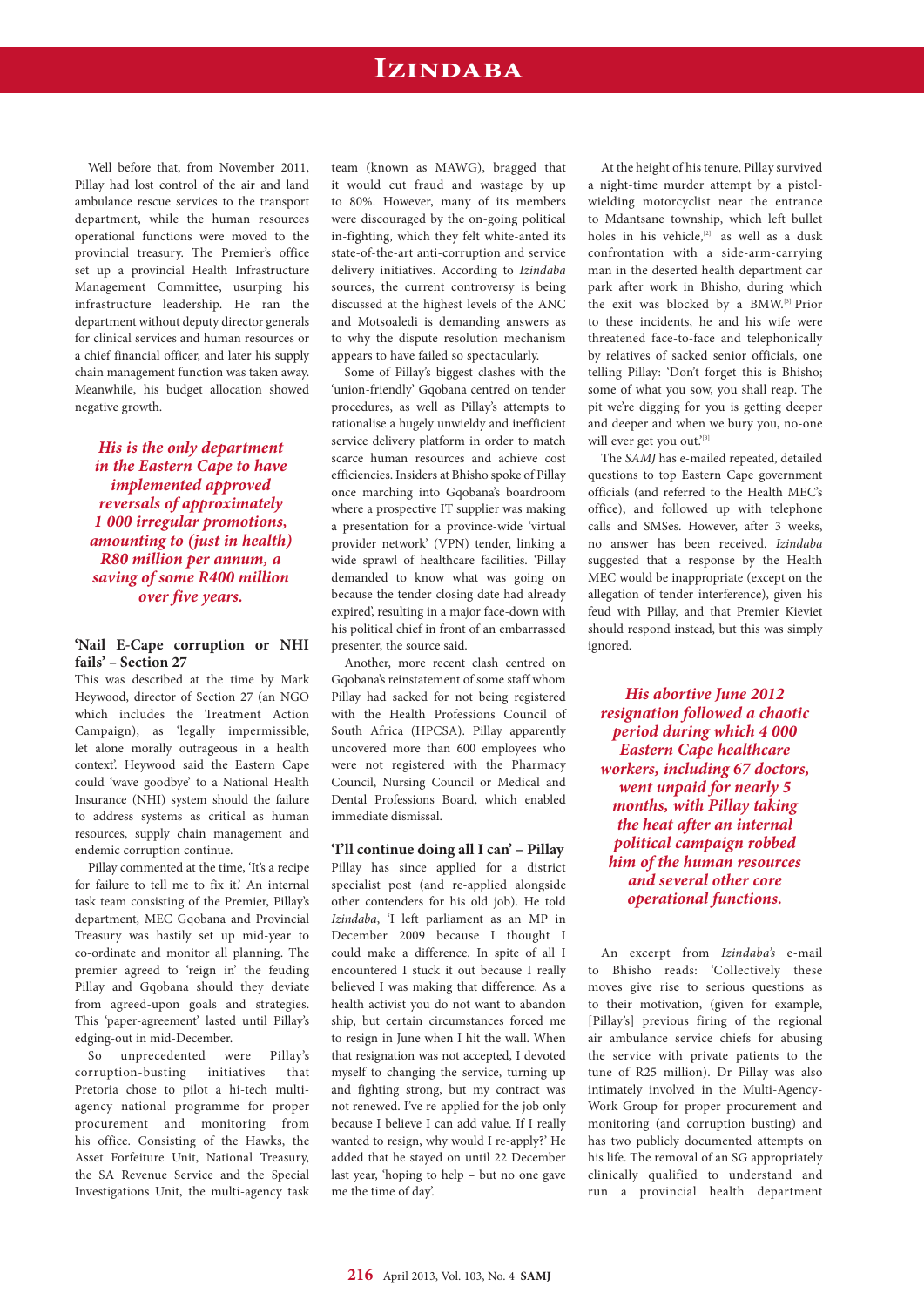Well before that, from November 2011, Pillay had lost control of the air and land ambulance rescue services to the transport department, while the human resources operational functions were moved to the provincial treasury. The Premier's office set up a provincial Health Infrastructure Management Committee, usurping his infrastructure leadership. He ran the department without deputy director generals for clinical services and human resources or a chief financial officer, and later his supply chain management function was taken away. Meanwhile, his budget allocation showed negative growth.

*His is the only department in the Eastern Cape to have implemented approved reversals of approximately 1 000 irregular promotions, amounting to (just in health) R80 million per annum, a saving of some R400 million over five years.*

### 'Nail E-Cape corruption or NHI fails' – Section 27

This was described at the time by Mark Heywood, director of Section 27 (an NGO which includes the Treatment Action Campaign), as 'legally impermissible, let alone morally outrageous in a health context'. Heywood said the Eastern Cape could 'wave goodbye' to a National Health Insurance (NHI) system should the failure to address systems as critical as human resources, supply chain management and endemic corruption continue.

Pillay commented at the time, 'It's a recipe for failure to tell me to fix it.' An internal task team consisting of the Premier, Pillay's department, MEC Gqobana and Provincial Treasury was hastily set up mid-year to co-ordinate and monitor all planning. The premier agreed to 'reign in' the feuding Pillay and Gqobana should they deviate from agreed-upon goals and strategies. This 'paper-agreement' lasted until Pillay's edging-out in mid-December.

So unprecedented were Pillay's corruption-busting initiatives that Pretoria chose to pilot a hi-tech multi-agency national programme for proper procurement and monitoring from his office. Consisting of the Hawks, the Asset Forfeiture Unit, National Treasury, the SA Revenue Service and the Special Investigations Unit, the multi-agency task team (known as MAWG), bragged that it would cut fraud and wastage by up to 80%. However, many of its members were discouraged by the on-going political in-fighting, which they felt white-anted its state-of-the-art anti-corruption and service delivery initiatives. According to *Izindaba* sources, the current controversy is being discussed at the highest levels of the ANC and Motsoaledi is demanding answers as to why the dispute resolution mechanism appears to have failed so spectacularly.

Some of Pillay's biggest clashes with the 'union-friendly' Gqobana centred on tender procedures, as well as Pillay's attempts to rationalise a hugely unwieldy and inefficient service delivery platform in order to match scarce human resources and achieve cost efficiencies. Insiders at Bhisho spoke of Pillay once marching into Gqobana's boardroom where a prospective IT supplier was making a presentation for a province-wide 'virtual provider network' (VPN) tender, linking a wide sprawl of healthcare facilities. 'Pillay demanded to know what was going on because the tender closing date had already expired', resulting in a major face-down with his political chief in front of an embarrassed presenter, the source said.

Another, more recent clash centred on Gqobana's reinstatement of some staff whom Pillay had sacked for not being registered with the Health Professions Council of South Africa (HPCSA). Pillay apparently uncovered more than 600 employees who were not registered with the Pharmacy Council, Nursing Council or Medical and Dental Professions Board, which enabled immediate dismissal.

### 'I'll continue doing all I can' – Pillay

Pillay has since applied for a district specialist post (and re-applied alongside other contenders for his old job). He told *Izindaba*, 'I left parliament as an MP in December 2009 because I thought I could make a difference. In spite of all I encountered I stuck it out because I really believed I was making that difference. As a health activist you do not want to abandon ship, but certain circumstances forced me to resign in June when I hit the wall. When that resignation was not accepted, I devoted myself to changing the service, turning up and fighting strong, but my contract was not renewed. I've re-applied for the job only because I believe I can add value. If I really wanted to resign, why would I re-apply?' He added that he stayed on until 22 December last year, 'hoping to help – but no one gave me the time of day'.

At the height of his tenure, Pillay survived a night-time murder attempt by a pistol-wielding motorcyclist near the entrance to Mdantsane township, which left bullet holes in his vehicle,[2] as well as a dusk confrontation with a side-arm-carrying man in the deserted health department car park after work in Bhisho, during which the exit was blocked by a BMW.[3] Prior to these incidents, he and his wife were threatened face-to-face and telephonically by relatives of sacked senior officials, one telling Pillay: 'Don't forget this is Bhisho; some of what you sow, you shall reap. The pit we're digging for you is getting deeper and deeper and when we bury you, no-one will ever get you out.'[3]

The *SAMJ* has e-mailed repeated, detailed questions to top Eastern Cape government officials (and referred to the Health MEC's office), and followed up with telephone calls and SMSes. However, after 3 weeks, no answer has been received. *Izindaba* suggested that a response by the Health MEC would be inappropriate (except on the allegation of tender interference), given his feud with Pillay, and that Premier Kieviet should respond instead, but this was simply ignored.

*His abortive June 2012 resignation followed a chaotic period during which 4 000 Eastern Cape healthcare workers, including 67 doctors, went unpaid for nearly 5 months, with Pillay taking the heat after an internal political campaign robbed him of the human resources and several other core operational functions.*

An excerpt from *Izindaba's* e-mail to Bhisho reads: 'Collectively these moves give rise to serious questions as to their motivation, (given for example, [Pillay's] previous firing of the regional air ambulance service chiefs for abusing the service with private patients to the tune of R25 million). Dr Pillay was also intimately involved in the Multi-Agency-Work-Group for proper procurement and monitoring (and corruption busting) and has two publicly documented attempts on his life. The removal of an SG appropriately clinically qualified to understand and run a provincial health department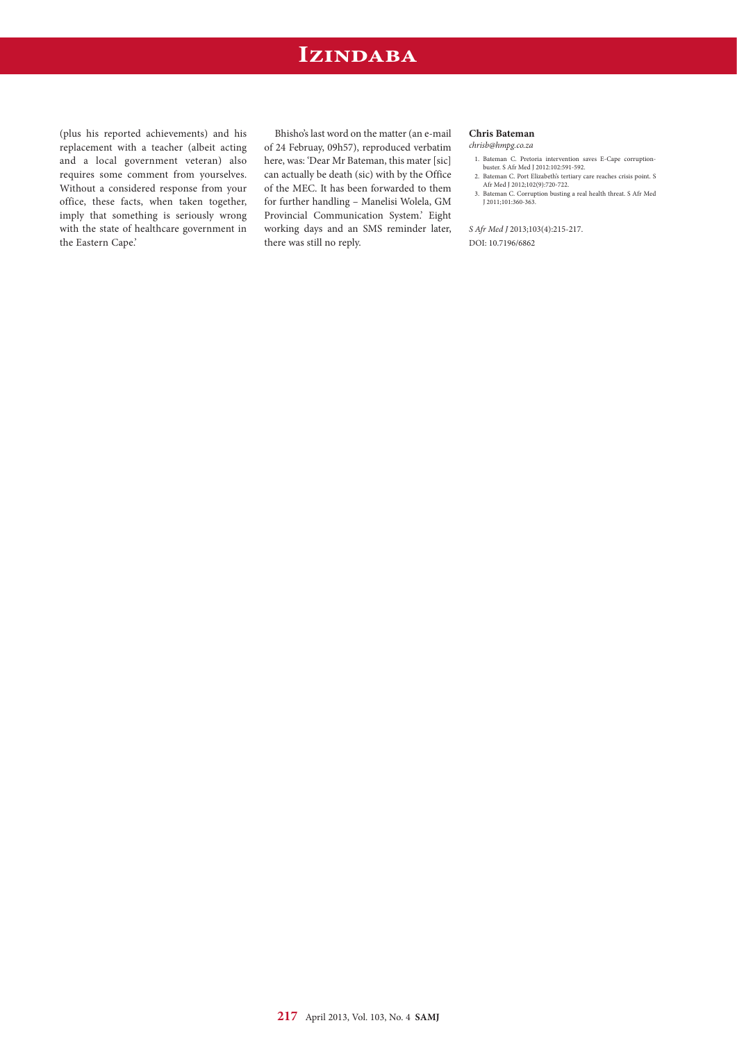(plus his reported achievements) and his replacement with a teacher (albeit acting and a local government veteran) also requires some comment from yourselves. Without a considered response from your office, these facts, when taken together, imply that something is seriously wrong with the state of healthcare government in the Eastern Cape.'

Bhisho's last word on the matter (an e-mail of 24 Februay, 09h57), reproduced verbatim here, was: 'Dear Mr Bateman, this mater [sic] can actually be death (sic) with by the Office of the MEC. It has been forwarded to them for further handling – Manelisi Wolela, GM Provincial Communication System.' Eight working days and an SMS reminder later, there was still no reply.

**Chris Bateman**
*chrisb@hmpg.co.za*

1. Bateman C. Pretoria intervention saves E-Cape corruption-buster. S Afr Med J 2012:102:591-592.
2. Bateman C. Port Elizabeth's tertiary care reaches crisis point. S Afr Med J 2012;102(9):720-722.
3. Bateman C. Corruption busting a real health threat. S Afr Med J 2011;101:360-363.

*S Afr Med J* 2013;103(4):215-217. DOI: 10.7196/6862